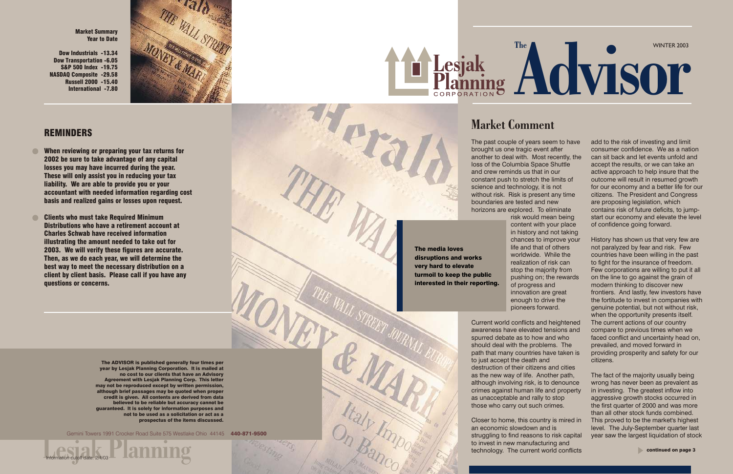# Lesjak Planning Corporation — The Advisor

WINTER 2003

**Market Summary Year to Date**

| | |
|---|---|
| Dow Industrials | -13.34 |
| Dow Transportation | -6.05 |
| S&P 500 Index | -19.75 |
| NASDAQ Composite | -29.58 |
| Russell 2000 | -15.40 |
| International | -7.80 |

## REMINDERS

- **When reviewing or preparing your tax returns for 2002 be sure to take advantage of any capital losses you may have incurred during the year. These will only assist you in reducing your tax liability. We are able to provide you or your accountant with needed information regarding cost basis and realized gains or losses upon request.**
- **Clients who must take Required Minimum Distributions who have a retirement account at Charles Schwab have received information illustrating the amount needed to take out for 2003. We will verify these figures are accurate. Then, as we do each year, we will determine the best way to meet the necessary distribution on a client by client basis. Please call if you have any questions or concerns.**

## Market Comment

The past couple of years seem to have brought us one tragic event after another to deal with. Most recently, the loss of the Columbia Space Shuttle and crew reminds us that in our constant push to stretch the limits of science and technology, it is not without risk. Risk is present any time boundaries are tested and new horizons are explored. To eliminate risk would mean being content with your place in history and not taking chances to improve your life and that of others worldwide. While the realization of risk can stop the majority from pushing on; the rewards of progress and innovation are great enough to drive the pioneers forward.

**The media loves disruptions and works very hard to elevate turmoil to keep the public interested in their reporting.**

Current world conflicts and heightened awareness have elevated tensions and spurred debate as to how and who should deal with the problems. The path that many countries have taken is to just accept the death and destruction of their citizens and cities as the new way of life. Another path, although involving risk, is to denounce crimes against human life and property as unacceptable and rally to stop those who carry out such crimes.

Closer to home, this country is mired in an economic slowdown and is struggling to find reasons to risk capital to invest in new manufacturing and technology. The current world conflicts add to the risk of investing and limit consumer confidence. We as a nation can sit back and let events unfold and accept the results, or we can take an active approach to help insure that the outcome will result in resumed growth for our economy and a better life for our citizens. The President and Congress are proposing legislation, which contains risk of future deficits, to jump-start our economy and elevate the level of confidence going forward.

History has shown us that very few are not paralyzed by fear and risk. Few countries have been willing in the past to fight for the insurance of freedom. Few corporations are willing to put it all on the line to go against the grain of modern thinking to discover new frontiers. And lastly, few investors have the fortitude to invest in companies with genuine potential, but not without risk, when the opportunity presents itself. The current actions of our country compare to previous times when we faced conflict and uncertainty head on, prevailed, and moved forward in providing prosperity and safety for our citizens.

The fact of the majority usually being wrong has never been as prevalent as in investing. The greatest inflow into aggressive growth stocks occurred in the first quarter of 2000 and was more than all other stock funds combined. This proved to be the market's highest level. The July-September quarter last year saw the largest liquidation of stock

**continued on page 3**

**The ADVISOR is published generally four times per year by Lesjak Planning Corporation. It is mailed at no cost to our clients that have an Advisory Agreement with Lesjak Planning Corp. This letter may not be reproduced except by written permission, although brief passages may be quoted when proper credit is given. All contents are derived from data believed to be reliable but accuracy cannot be guaranteed. It is solely for information purposes and not to be used as a solicitation or act as a prospectus of the items discussed.**

Gemini Towers 1991 Crocker Road Suite 575 Westlake Ohio 44145 **440-871-9500**

Lesjak Planning

Information cutoff date: 2/4/03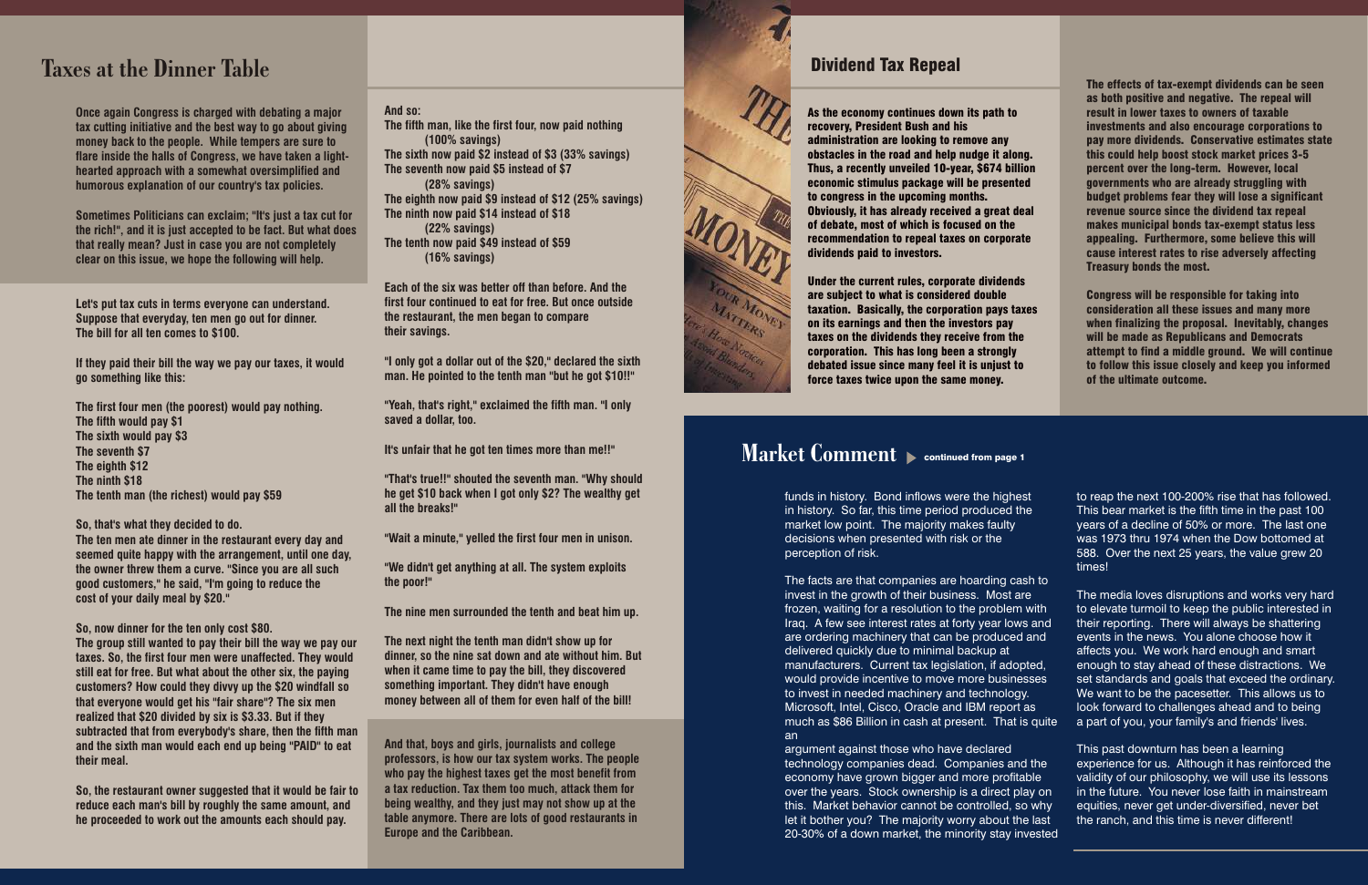# Taxes at the Dinner Table

Once again Congress is charged with debating a major tax cutting initiative and the best way to go about giving money back to the people. While tempers are sure to flare inside the halls of Congress, we have taken a light-hearted approach with a somewhat oversimplified and humorous explanation of our country's tax policies.

Sometimes Politicians can exclaim; "It's just a tax cut for the rich!", and it is just accepted to be fact. But what does that really mean? Just in case you are not completely clear on this issue, we hope the following will help.

Let's put tax cuts in terms everyone can understand. Suppose that everyday, ten men go out for dinner. The bill for all ten comes to $100.

If they paid their bill the way we pay our taxes, it would go something like this:

The first four men (the poorest) would pay nothing.
The fifth would pay $1
The sixth would pay $3
The seventh $7
The eighth $12
The ninth $18
The tenth man (the richest) would pay $59

So, that's what they decided to do.
The ten men ate dinner in the restaurant every day and seemed quite happy with the arrangement, until one day, the owner threw them a curve. "Since you are all such good customers," he said, "I'm going to reduce the cost of your daily meal by $20."

So, now dinner for the ten only cost $80.
The group still wanted to pay their bill the way we pay our taxes. So, the first four men were unaffected. They would still eat for free. But what about the other six, the paying customers? How could they divvy up the $20 windfall so that everyone would get his "fair share"? The six men realized that $20 divided by six is $3.33. But if they subtracted that from everybody's share, then the fifth man and the sixth man would each end up being "PAID" to eat their meal.

So, the restaurant owner suggested that it would be fair to reduce each man's bill by roughly the same amount, and he proceeded to work out the amounts each should pay.

And so:
The fifth man, like the first four, now paid nothing (100% savings)
The sixth now paid $2 instead of $3 (33% savings)
The seventh now paid $5 instead of $7 (28% savings)
The eighth now paid $9 instead of $12 (25% savings)
The ninth now paid $14 instead of $18 (22% savings)
The tenth now paid $49 instead of $59 (16% savings)

Each of the six was better off than before. And the first four continued to eat for free. But once outside the restaurant, the men began to compare their savings.

"I only got a dollar out of the $20," declared the sixth man. He pointed to the tenth man "but he got $10!!"

"Yeah, that's right," exclaimed the fifth man. "I only saved a dollar, too.

It's unfair that he got ten times more than me!!"

"That's true!!" shouted the seventh man. "Why should he get $10 back when I got only $2? The wealthy get all the breaks!"

"Wait a minute," yelled the first four men in unison.

"We didn't get anything at all. The system exploits the poor!"

The nine men surrounded the tenth and beat him up.

The next night the tenth man didn't show up for dinner, so the nine sat down and ate without him. But when it came time to pay the bill, they discovered something important. They didn't have enough money between all of them for even half of the bill!

And that, boys and girls, journalists and college professors, is how our tax system works. The people who pay the highest taxes get the most benefit from a tax reduction. Tax them too much, attack them for being wealthy, and they just may not show up at the table anymore. There are lots of good restaurants in Europe and the Caribbean.

## Dividend Tax Repeal

As the economy continues down its path to recovery, President Bush and his administration are looking to remove any obstacles in the road and help nudge it along. Thus, a recently unveiled 10-year, $674 billion economic stimulus package will be presented to congress in the upcoming months. Obviously, it has already received a great deal of debate, most of which is focused on the recommendation to repeal taxes on corporate dividends paid to investors.

Under the current rules, corporate dividends are subject to what is considered double taxation. Basically, the corporation pays taxes on its earnings and then the investors pay taxes on the dividends they receive from the corporation. This has long been a strongly debated issue since many feel it is unjust to force taxes twice upon the same money.

The effects of tax-exempt dividends can be seen as both positive and negative. The repeal will result in lower taxes to owners of taxable investments and also encourage corporations to pay more dividends. Conservative estimates state this could help boost stock market prices 3-5 percent over the long-term. However, local governments who are already struggling with budget problems fear they will lose a significant revenue source since the dividend tax repeal makes municipal bonds tax-exempt status less appealing. Furthermore, some believe this will cause interest rates to rise adversely affecting Treasury bonds the most.

Congress will be responsible for taking into consideration all these issues and many more when finalizing the proposal. Inevitably, changes will be made as Republicans and Democrats attempt to find a middle ground. We will continue to follow this issue closely and keep you informed of the ultimate outcome.

# Market Comment

continued from page 1

funds in history. Bond inflows were the highest in history. So far, this time period produced the market low point. The majority makes faulty decisions when presented with risk or the perception of risk.

The facts are that companies are hoarding cash to invest in the growth of their business. Most are frozen, waiting for a resolution to the problem with Iraq. A few see interest rates at forty year lows and are ordering machinery that can be produced and delivered quickly due to minimal backup at manufacturers. Current tax legislation, if adopted, would provide incentive to move more businesses to invest in needed machinery and technology. Microsoft, Intel, Cisco, Oracle and IBM report as much as $86 Billion in cash at present. That is quite an argument against those who have declared technology companies dead. Companies and the economy have grown bigger and more profitable over the years. Stock ownership is a direct play on this. Market behavior cannot be controlled, so why let it bother you? The majority worry about the last 20-30% of a down market, the minority stay invested to reap the next 100-200% rise that has followed. This bear market is the fifth time in the past 100 years of a decline of 50% or more. The last one was 1973 thru 1974 when the Dow bottomed at 588. Over the next 25 years, the value grew 20 times!

The media loves disruptions and works very hard to elevate turmoil to keep the public interested in their reporting. There will always be shattering events in the news. You alone choose how it affects you. We work hard enough and smart enough to stay ahead of these distractions. We set standards and goals that exceed the ordinary. We want to be the pacesetter. This allows us to look forward to challenges ahead and to being a part of you, your family's and friends' lives.

This past downturn has been a learning experience for us. Although it has reinforced the validity of our philosophy, we will use its lessons in the future. You never lose faith in mainstream equities, never get under-diversified, never bet the ranch, and this time is never different!